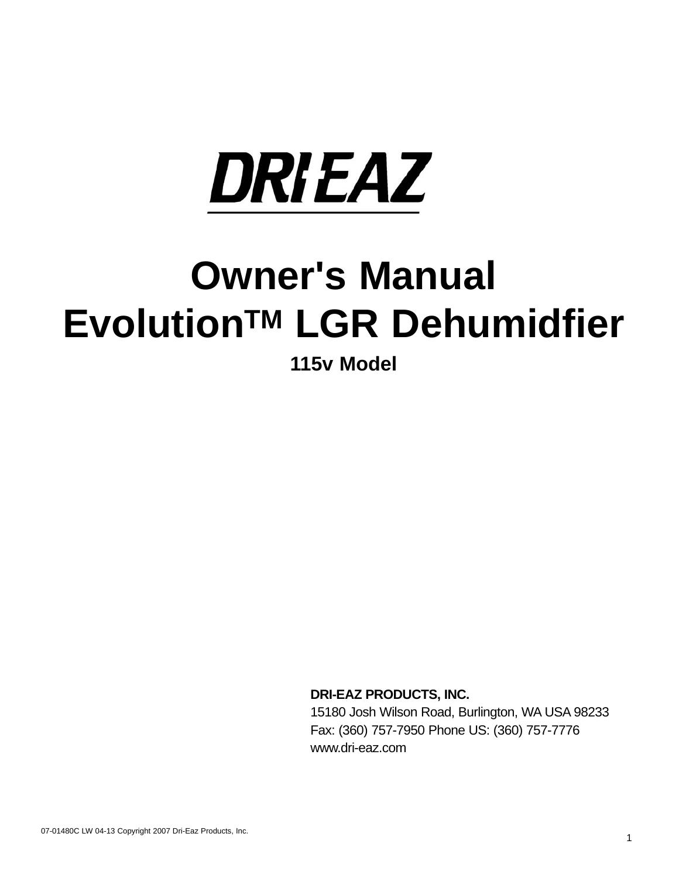DRI-EAZ

# Owner's Manual

# Evolution™ LGR Dehumidfier

**115v Model**

**DRI-EAZ PRODUCTS, INC.**
15180 Josh Wilson Road, Burlington, WA USA 98233
Fax: (360) 757-7950 Phone US: (360) 757-7776
www.dri-eaz.com

07-01480C LW 04-13 Copyright 2007 Dri-Eaz Products, Inc.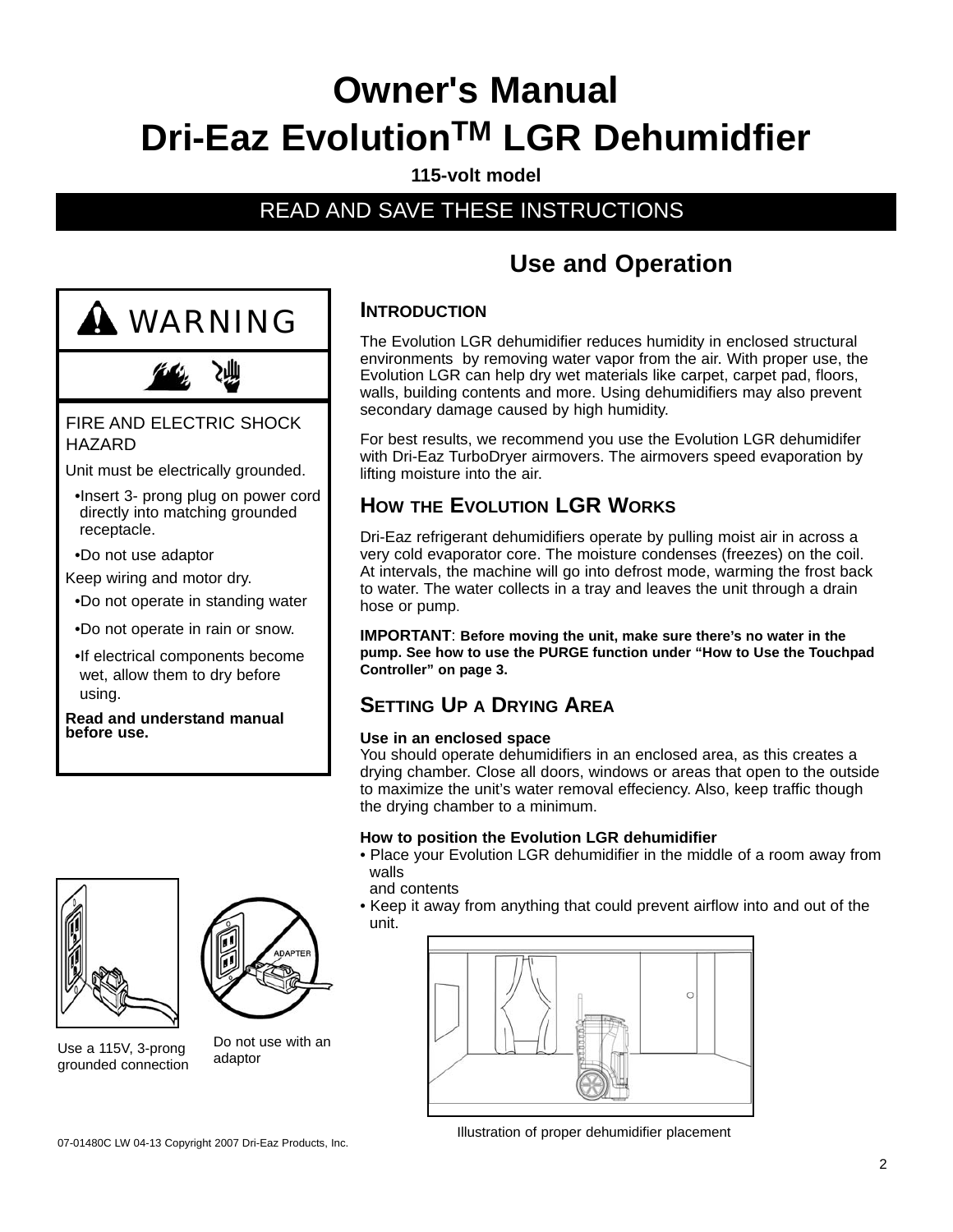# Owner's Manual
# Dri-Eaz Evolution™ LGR Dehumidfier

**115-volt model**

READ AND SAVE THESE INSTRUCTIONS

**WARNING**

FIRE AND ELECTRIC SHOCK HAZARD

Unit must be electrically grounded.

- Insert 3- prong plug on power cord directly into matching grounded receptacle.
- Do not use adaptor

Keep wiring and motor dry.

- Do not operate in standing water
- Do not operate in rain or snow.
- If electrical components become wet, allow them to dry before using.

**Read and understand manual before use.**

Use a 115V, 3-prong grounded connection

Do not use with an adaptor

## Use and Operation

### INTRODUCTION

The Evolution LGR dehumidifier reduces humidity in enclosed structural environments by removing water vapor from the air. With proper use, the Evolution LGR can help dry wet materials like carpet, carpet pad, floors, walls, building contents and more. Using dehumidifiers may also prevent secondary damage caused by high humidity.

For best results, we recommend you use the Evolution LGR dehumidifer with Dri-Eaz TurboDryer airmovers. The airmovers speed evaporation by lifting moisture into the air.

### HOW THE EVOLUTION LGR WORKS

Dri-Eaz refrigerant dehumidifiers operate by pulling moist air in across a very cold evaporator core. The moisture condenses (freezes) on the coil. At intervals, the machine will go into defrost mode, warming the frost back to water. The water collects in a tray and leaves the unit through a drain hose or pump.

**IMPORTANT**: **Before moving the unit, make sure there's no water in the pump. See how to use the PURGE function under "How to Use the Touchpad Controller" on page 3.**

### SETTING UP A DRYING AREA

**Use in an enclosed space**
You should operate dehumidifiers in an enclosed area, as this creates a drying chamber. Close all doors, windows or areas that open to the outside to maximize the unit's water removal effeciency. Also, keep traffic though the drying chamber to a minimum.

**How to position the Evolution LGR dehumidifier**

- Place your Evolution LGR dehumidifier in the middle of a room away from walls and contents
- Keep it away from anything that could prevent airflow into and out of the unit.

Illustration of proper dehumidifier placement

07-01480C LW 04-13 Copyright 2007 Dri-Eaz Products, Inc.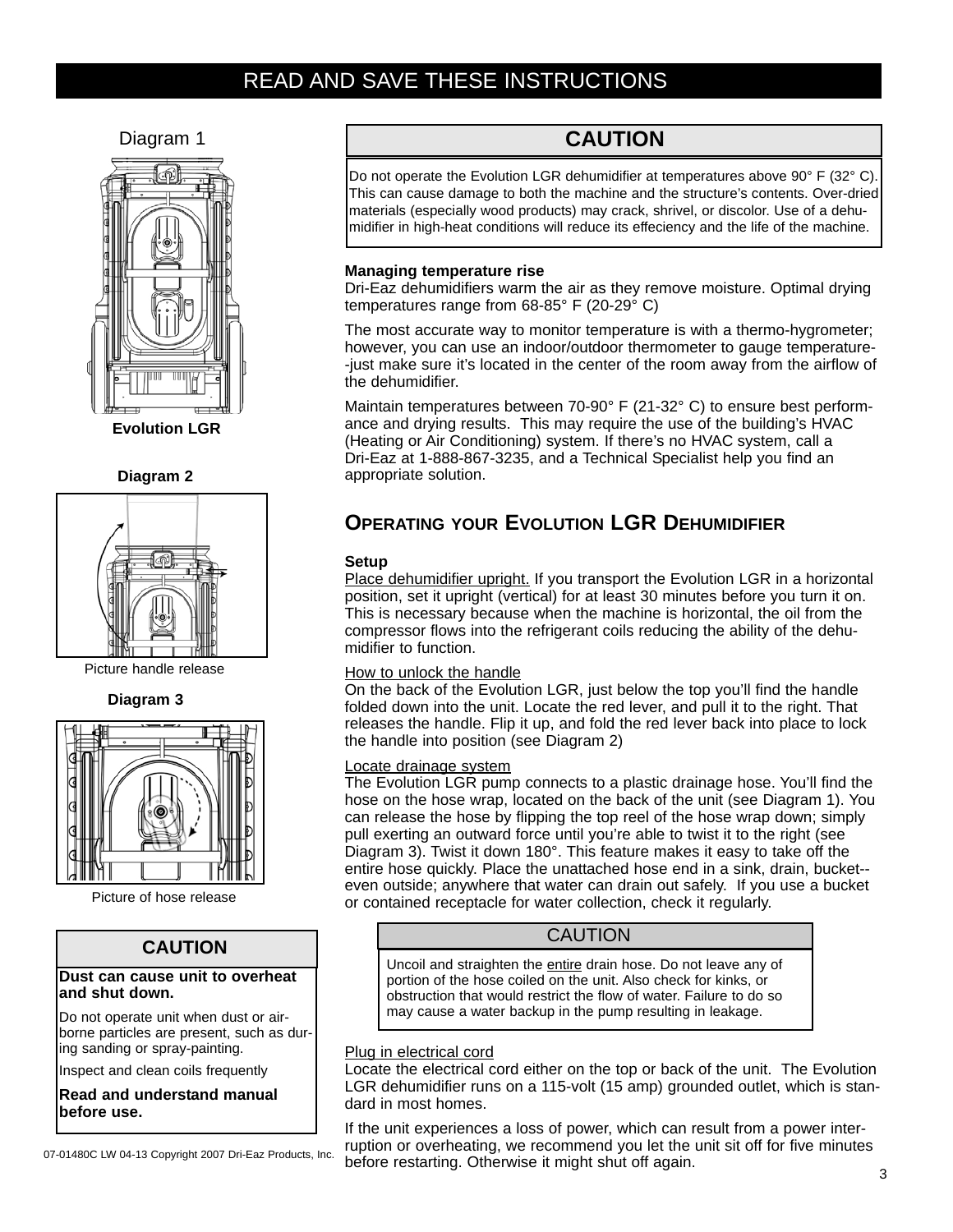# READ AND SAVE THESE INSTRUCTIONS

Diagram 1

**Evolution LGR**

**Diagram 2**

Picture handle release

**Diagram 3**

Picture of hose release

## CAUTION

**Dust can cause unit to overheat and shut down.**

Do not operate unit when dust or air-borne particles are present, such as during sanding or spray-painting.

Inspect and clean coils frequently

**Read and understand manual before use.**

07-01480C LW 04-13 Copyright 2007 Dri-Eaz Products, Inc.

## CAUTION

Do not operate the Evolution LGR dehumidifier at temperatures above 90° F (32° C). This can cause damage to both the machine and the structure's contents. Over-dried materials (especially wood products) may crack, shrivel, or discolor. Use of a dehumidifier in high-heat conditions will reduce its effeciency and the life of the machine.

**Managing temperature rise**

Dri-Eaz dehumidifiers warm the air as they remove moisture. Optimal drying temperatures range from 68-85° F (20-29° C)

The most accurate way to monitor temperature is with a thermo-hygrometer; however, you can use an indoor/outdoor thermometer to gauge temperature--just make sure it's located in the center of the room away from the airflow of the dehumidifier.

Maintain temperatures between 70-90° F (21-32° C) to ensure best performance and drying results. This may require the use of the building's HVAC (Heating or Air Conditioning) system. If there's no HVAC system, call a Dri-Eaz at 1-888-867-3235, and a Technical Specialist help you find an appropriate solution.

## Operating your Evolution LGR Dehumidifier

**Setup**

Place dehumidifier upright. If you transport the Evolution LGR in a horizontal position, set it upright (vertical) for at least 30 minutes before you turn it on. This is necessary because when the machine is horizontal, the oil from the compressor flows into the refrigerant coils reducing the ability of the dehumidifier to function.

How to unlock the handle

On the back of the Evolution LGR, just below the top you'll find the handle folded down into the unit. Locate the red lever, and pull it to the right. That releases the handle. Flip it up, and fold the red lever back into place to lock the handle into position (see Diagram 2)

Locate drainage system

The Evolution LGR pump connects to a plastic drainage hose. You'll find the hose on the hose wrap, located on the back of the unit (see Diagram 1). You can release the hose by flipping the top reel of the hose wrap down; simply pull exerting an outward force until you're able to twist it to the right (see Diagram 3). Twist it down 180°. This feature makes it easy to take off the entire hose quickly. Place the unattached hose end in a sink, drain, bucket--even outside; anywhere that water can drain out safely. If you use a bucket or contained receptacle for water collection, check it regularly.

## CAUTION

Uncoil and straighten the entire drain hose. Do not leave any of portion of the hose coiled on the unit. Also check for kinks, or obstruction that would restrict the flow of water. Failure to do so may cause a water backup in the pump resulting in leakage.

Plug in electrical cord

Locate the electrical cord either on the top or back of the unit. The Evolution LGR dehumidifier runs on a 115-volt (15 amp) grounded outlet, which is standard in most homes.

If the unit experiences a loss of power, which can result from a power interruption or overheating, we recommend you let the unit sit off for five minutes before restarting. Otherwise it might shut off again.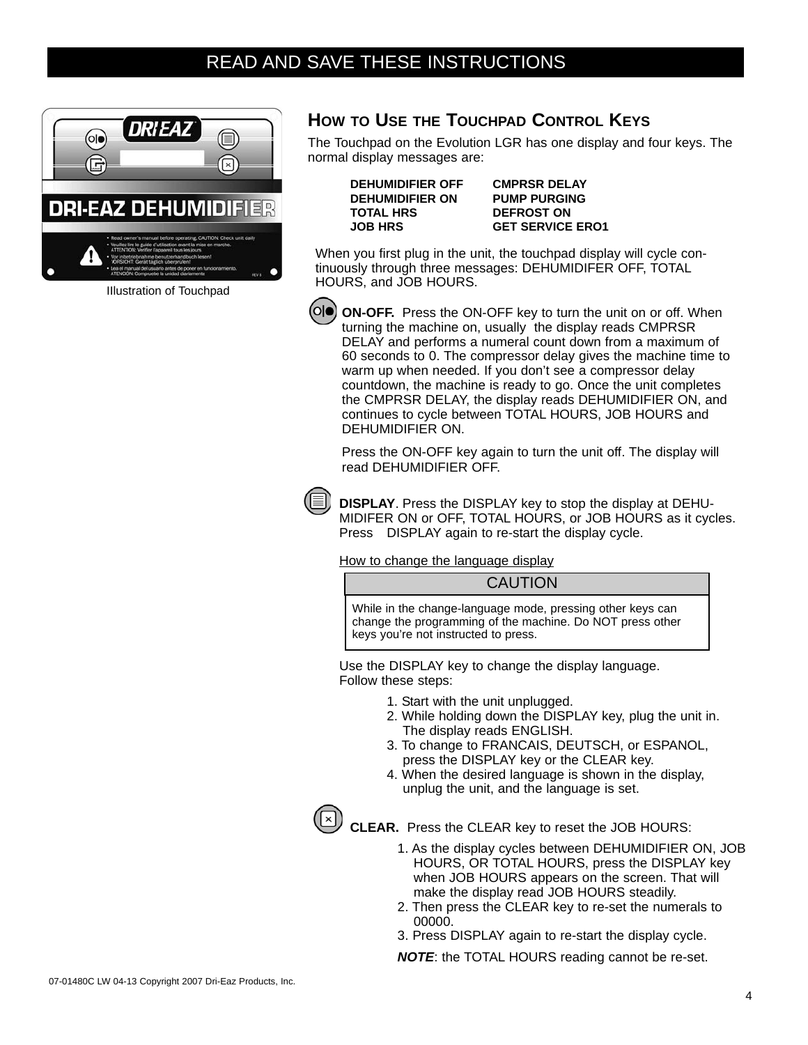READ AND SAVE THESE INSTRUCTIONS

Illustration of Touchpad

## How to Use the Touchpad Control Keys

The Touchpad on the Evolution LGR has one display and four keys. The normal display messages are:

| | |
|---|---|
| **DEHUMIDIFIER OFF** | **CMPRSR DELAY** |
| **DEHUMIDIFIER ON** | **PUMP PURGING** |
| **TOTAL HRS** | **DEFROST ON** |
| **JOB HRS** | **GET SERVICE ERO1** |

When you first plug in the unit, the touchpad display will cycle continuously through three messages: DEHUMIDIFER OFF, TOTAL HOURS, and JOB HOURS.

**ON-OFF.** Press the ON-OFF key to turn the unit on or off. When turning the machine on, usually the display reads CMPRSR DELAY and performs a numeral count down from a maximum of 60 seconds to 0. The compressor delay gives the machine time to warm up when needed. If you don't see a compressor delay countdown, the machine is ready to go. Once the unit completes the CMPRSR DELAY, the display reads DEHUMIDIFIER ON, and continues to cycle between TOTAL HOURS, JOB HOURS and DEHUMIDIFIER ON.

Press the ON-OFF key again to turn the unit off. The display will read DEHUMIDIFIER OFF.

**DISPLAY**. Press the DISPLAY key to stop the display at DEHUMIDIFER ON or OFF, TOTAL HOURS, or JOB HOURS as it cycles. Press DISPLAY again to re-start the display cycle.

How to change the language display

| CAUTION |
|---|
| While in the change-language mode, pressing other keys can change the programming of the machine. Do NOT press other keys you're not instructed to press. |

Use the DISPLAY key to change the display language. Follow these steps:

1. Start with the unit unplugged.
2. While holding down the DISPLAY key, plug the unit in. The display reads ENGLISH.
3. To change to FRANCAIS, DEUTSCH, or ESPANOL, press the DISPLAY key or the CLEAR key.
4. When the desired language is shown in the display, unplug the unit, and the language is set.

**CLEAR.** Press the CLEAR key to reset the JOB HOURS:

1. As the display cycles between DEHUMIDIFIER ON, JOB HOURS, OR TOTAL HOURS, press the DISPLAY key when JOB HOURS appears on the screen. That will make the display read JOB HOURS steadily.
2. Then press the CLEAR key to re-set the numerals to 00000.
3. Press DISPLAY again to re-start the display cycle.

***NOTE***: the TOTAL HOURS reading cannot be re-set.

07-01480C LW 04-13 Copyright 2007 Dri-Eaz Products, Inc.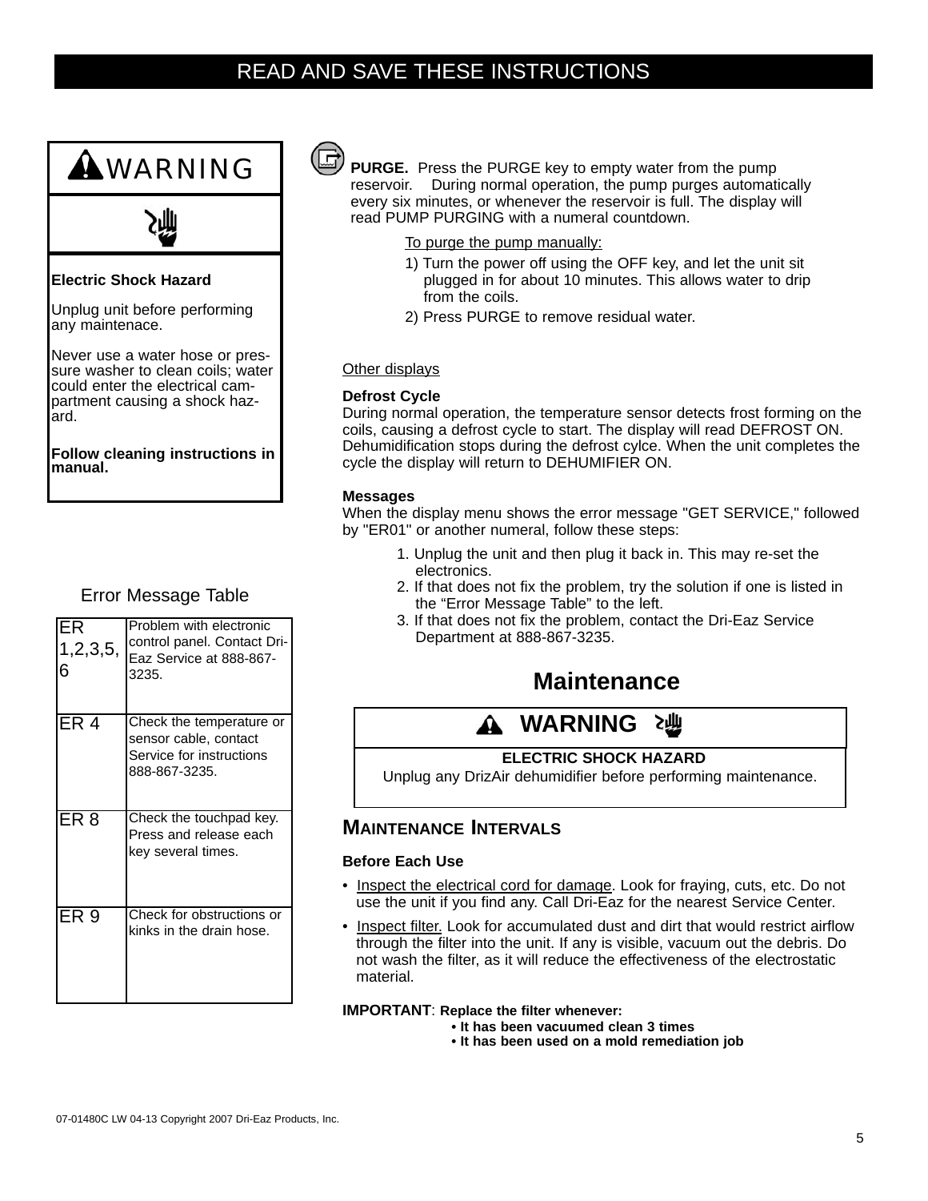# READ AND SAVE THESE INSTRUCTIONS

**⚠WARNING**

**Electric Shock Hazard**

Unplug unit before performing any maintenace.

Never use a water hose or pressure washer to clean coils; water could enter the electrical compartment causing a shock hazard.

**Follow cleaning instructions in manual.**

Error Message Table

| | |
|---|---|
| ER 1,2,3,5, 6 | Problem with electronic control panel. Contact Dri-Eaz Service at 888-867-3235. |
| ER 4 | Check the temperature or sensor cable, contact Service for instructions 888-867-3235. |
| ER 8 | Check the touchpad key. Press and release each key several times. |
| ER 9 | Check for obstructions or kinks in the drain hose. |

**PURGE.** Press the PURGE key to empty water from the pump reservoir. During normal operation, the pump purges automatically every six minutes, or whenever the reservoir is full. The display will read PUMP PURGING with a numeral countdown.

To purge the pump manually:

1) Turn the power off using the OFF key, and let the unit sit plugged in for about 10 minutes. This allows water to drip from the coils.
2) Press PURGE to remove residual water.

Other displays

**Defrost Cycle**
During normal operation, the temperature sensor detects frost forming on the coils, causing a defrost cycle to start. The display will read DEFROST ON. Dehumidification stops during the defrost cylce. When the unit completes the cycle the display will return to DEHUMIFIER ON.

**Messages**
When the display menu shows the error message "GET SERVICE," followed by "ER01" or another numeral, follow these steps:

1. Unplug the unit and then plug it back in. This may re-set the electronics.
2. If that does not fix the problem, try the solution if one is listed in the “Error Message Table” to the left.
3. If that does not fix the problem, contact the Dri-Eaz Service Department at 888-867-3235.

## Maintenance

**⚠ WARNING**

**ELECTRIC SHOCK HAZARD**
Unplug any DrizAir dehumidifier before performing maintenance.

### MAINTENANCE INTERVALS

**Before Each Use**

- Inspect the electrical cord for damage. Look for fraying, cuts, etc. Do not use the unit if you find any. Call Dri-Eaz for the nearest Service Center.
- Inspect filter. Look for accumulated dust and dirt that would restrict airflow through the filter into the unit. If any is visible, vacuum out the debris. Do not wash the filter, as it will reduce the effectiveness of the electrostatic material.

**IMPORTANT**: **Replace the filter whenever:**
- **It has been vacuumed clean 3 times**
- **It has been used on a mold remediation job**

07-01480C LW 04-13 Copyright 2007 Dri-Eaz Products, Inc.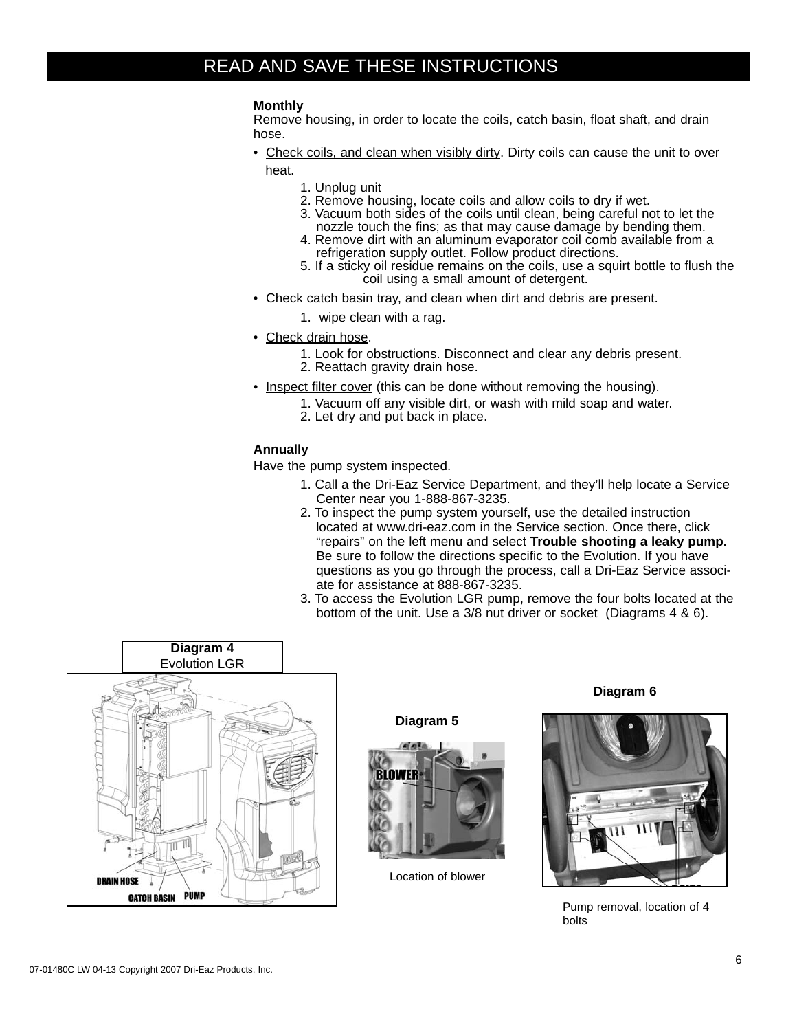## READ AND SAVE THESE INSTRUCTIONS

**Monthly**

Remove housing, in order to locate the coils, catch basin, float shaft, and drain hose.

- Check coils, and clean when visibly dirty. Dirty coils can cause the unit to over heat.
  1. Unplug unit
  2. Remove housing, locate coils and allow coils to dry if wet.
  3. Vacuum both sides of the coils until clean, being careful not to let the nozzle touch the fins; as that may cause damage by bending them.
  4. Remove dirt with an aluminum evaporator coil comb available from a refrigeration supply outlet. Follow product directions.
  5. If a sticky oil residue remains on the coils, use a squirt bottle to flush the coil using a small amount of detergent.
- Check catch basin tray, and clean when dirt and debris are present.
  1. wipe clean with a rag.
- Check drain hose.
  1. Look for obstructions. Disconnect and clear any debris present.
  2. Reattach gravity drain hose.
- Inspect filter cover (this can be done without removing the housing).
  1. Vacuum off any visible dirt, or wash with mild soap and water.
  2. Let dry and put back in place.

**Annually**

Have the pump system inspected.

1. Call a the Dri-Eaz Service Department, and they'll help locate a Service Center near you 1-888-867-3235.
2. To inspect the pump system yourself, use the detailed instruction located at www.dri-eaz.com in the Service section. Once there, click "repairs" on the left menu and select **Trouble shooting a leaky pump.** Be sure to follow the directions specific to the Evolution. If you have questions as you go through the process, call a Dri-Eaz Service associate for assistance at 888-867-3235.
3. To access the Evolution LGR pump, remove the four bolts located at the bottom of the unit. Use a 3/8 nut driver or socket (Diagrams 4 & 6).

**Diagram 4**
Evolution LGR

DRAIN HOSE
CATCH BASIN
PUMP

**Diagram 5**

BLOWER

Location of blower

**Diagram 6**

Pump removal, location of 4 bolts

07-01480C LW 04-13 Copyright 2007 Dri-Eaz Products, Inc.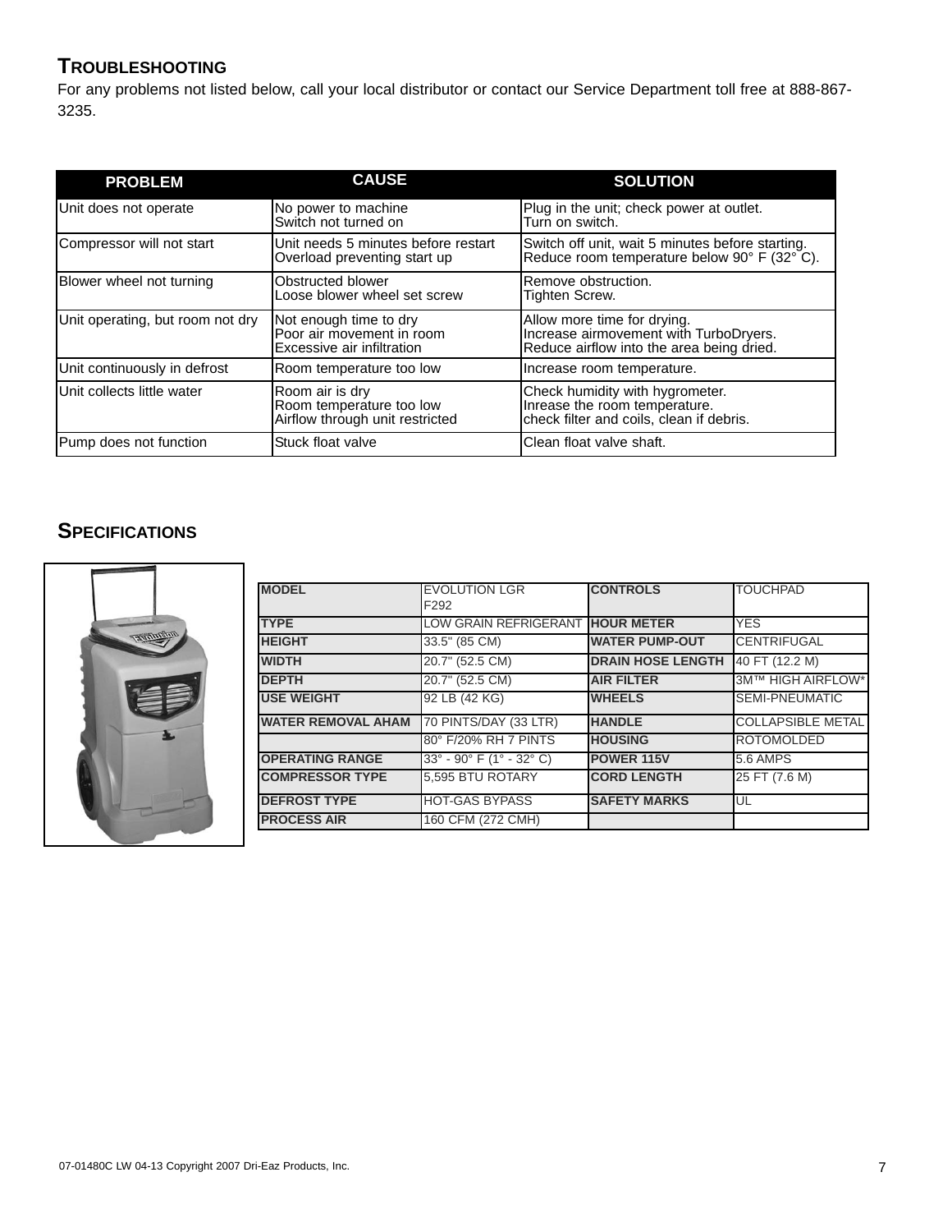## TROUBLESHOOTING

For any problems not listed below, call your local distributor or contact our Service Department toll free at 888-867-3235.

| PROBLEM | CAUSE | SOLUTION |
|---|---|---|
| Unit does not operate | No power to machine<br>Switch not turned on | Plug in the unit; check power at outlet.<br>Turn on switch. |
| Compressor will not start | Unit needs 5 minutes before restart<br>Overload preventing start up | Switch off unit, wait 5 minutes before starting.<br>Reduce room temperature below 90° F (32° C). |
| Blower wheel not turning | Obstructed blower<br>Loose blower wheel set screw | Remove obstruction.<br>Tighten Screw. |
| Unit operating, but room not dry | Not enough time to dry<br>Poor air movement in room<br>Excessive air infiltration | Allow more time for drying.<br>Increase airmovement with TurboDryers.<br>Reduce airflow into the area being dried. |
| Unit continuously in defrost | Room temperature too low | Increase room temperature. |
| Unit collects little water | Room air is dry<br>Room temperature too low<br>Airflow through unit restricted | Check humidity with hygrometer.<br>Inrease the room temperature.<br>check filter and coils, clean if debris. |
| Pump does not function | Stuck float valve | Clean float valve shaft. |

## SPECIFICATIONS

| | | | |
|---|---|---|---|
| **MODEL** | EVOLUTION LGR F292 | **CONTROLS** | TOUCHPAD |
| **TYPE** | LOW GRAIN REFRIGERANT | **HOUR METER** | YES |
| **HEIGHT** | 33.5" (85 CM) | **WATER PUMP-OUT** | CENTRIFUGAL |
| **WIDTH** | 20.7" (52.5 CM) | **DRAIN HOSE LENGTH** | 40 FT (12.2 M) |
| **DEPTH** | 20.7" (52.5 CM) | **AIR FILTER** | 3M™ HIGH AIRFLOW* |
| **USE WEIGHT** | 92 LB (42 KG) | **WHEELS** | SEMI-PNEUMATIC |
| **WATER REMOVAL AHAM** | 70 PINTS/DAY (33 LTR) | **HANDLE** | COLLAPSIBLE METAL |
| | 80° F/20% RH 7 PINTS | **HOUSING** | ROTOMOLDED |
| **OPERATING RANGE** | 33° - 90° F (1° - 32° C) | **POWER 115V** | 5.6 AMPS |
| **COMPRESSOR TYPE** | 5,595 BTU ROTARY | **CORD LENGTH** | 25 FT (7.6 M) |
| **DEFROST TYPE** | HOT-GAS BYPASS | **SAFETY MARKS** | UL |
| **PROCESS AIR** | 160 CFM (272 CMH) | | |

07-01480C LW 04-13 Copyright 2007 Dri-Eaz Products, Inc.